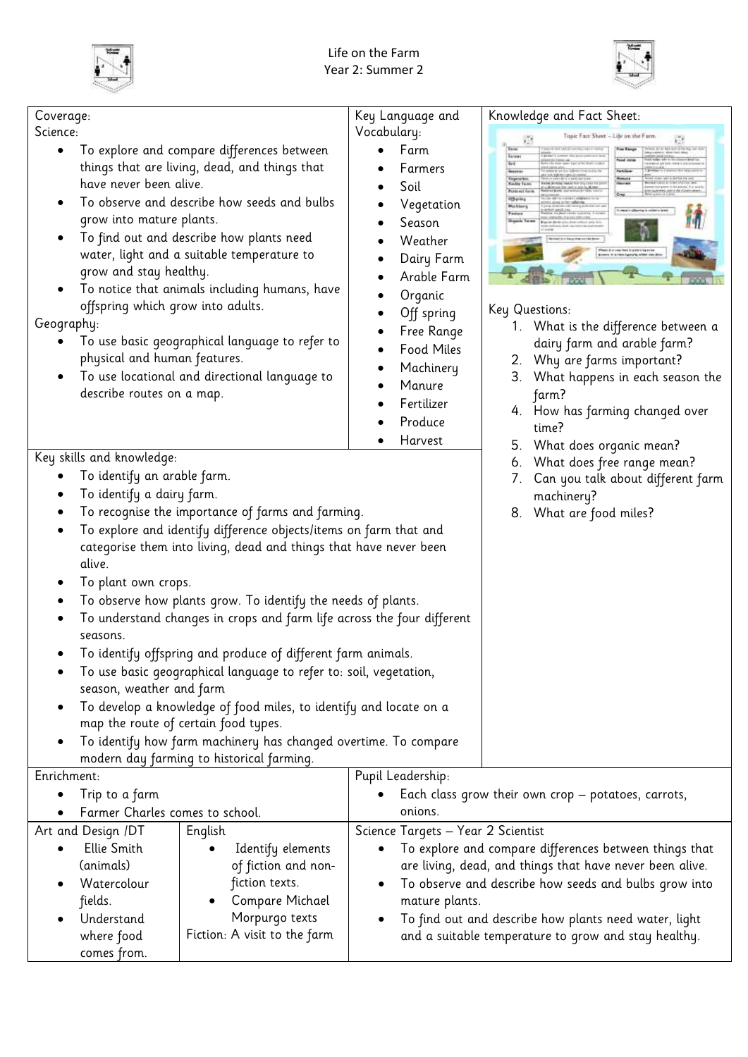# Life on the Farm

## Year 2: Summer 2

## Coverage:

### Science:

- To explore and compare differences between things that are living, dead, and things that have never been alive.
- To observe and describe how seeds and bulbs grow into mature plants.
- To find out and describe how plants need water, light and a suitable temperature to grow and stay healthy.
- To notice that animals including humans, have offspring which grow into adults.

### Geography:

- To use basic geographical language to refer to physical and human features.
- To use locational and directional language to describe routes on a map.

## Key Language and Vocabulary:

- Farm
- Farmers
- Soil
- Vegetation
- Season
- Weather
- Dairy Farm
- Arable Farm
- Organic
- Off spring
- Free Range
- Food Miles
- Machinery
- Manure
- Fertilizer
- Produce
- Harvest

## Knowledge and Fact Sheet:

## Key Questions:

1. What is the difference between a dairy farm and arable farm?
2. Why are farms important?
3. What happens in each season the farm?
4. How has farming changed over time?
5. What does organic mean?
6. What does free range mean?
7. Can you talk about different farm machinery?
8. What are food miles?

## Key skills and knowledge:

- To identify an arable farm.
- To identify a dairy farm.
- To recognise the importance of farms and farming.
- To explore and identify difference objects/items on farm that and categorise them into living, dead and things that have never been alive.
- To plant own crops.
- To observe how plants grow. To identify the needs of plants.
- To understand changes in crops and farm life across the four different seasons.
- To identify offspring and produce of different farm animals.
- To use basic geographical language to refer to: soil, vegetation, season, weather and farm
- To develop a knowledge of food miles, to identify and locate on a map the route of certain food types.
- To identify how farm machinery has changed overtime. To compare modern day farming to historical farming.

## Enrichment:

- Trip to a farm
- Farmer Charles comes to school.

## Pupil Leadership:

- Each class grow their own crop – potatoes, carrots, onions.

## Art and Design /DT

- Ellie Smith (animals)
- Watercolour fields.
- Understand where food comes from.

## English

- Identify elements of fiction and non-fiction texts.
- Compare Michael Morpurgo texts

Fiction: A visit to the farm

## Science Targets – Year 2 Scientist

- To explore and compare differences between things that are living, dead, and things that have never been alive.
- To observe and describe how seeds and bulbs grow into mature plants.
- To find out and describe how plants need water, light and a suitable temperature to grow and stay healthy.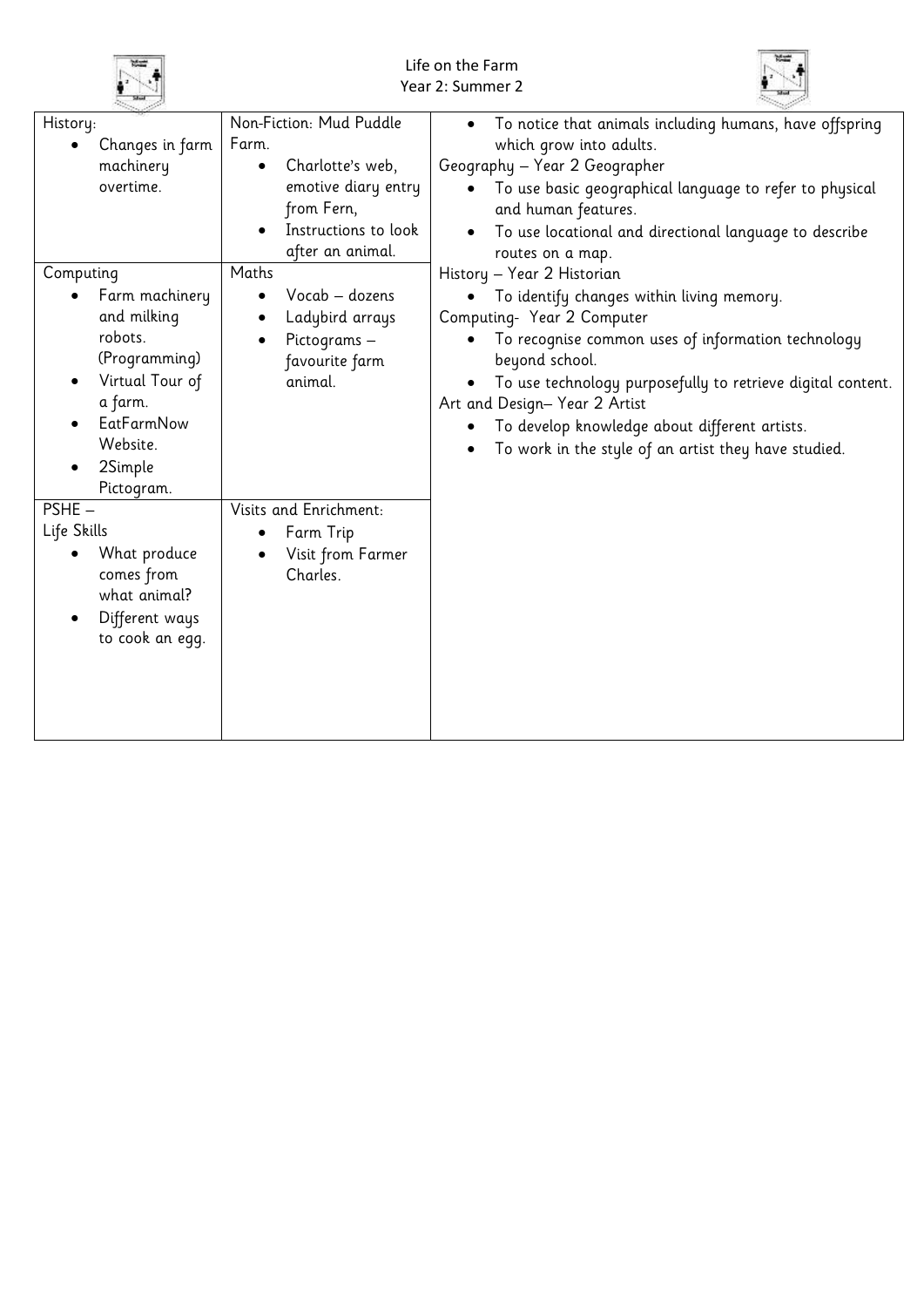Life on the Farm
Year 2: Summer 2

| | | |
|---|---|---|
| History:<br>• Changes in farm machinery overtime. | Non-Fiction: Mud Puddle Farm.<br>• Charlotte's web, emotive diary entry from Fern,<br>• Instructions to look after an animal. | • To notice that animals including humans, have offspring which grow into adults.<br>Geography – Year 2 Geographer<br>• To use basic geographical language to refer to physical and human features.<br>• To use locational and directional language to describe routes on a map.<br>History – Year 2 Historian<br>• To identify changes within living memory.<br>Computing- Year 2 Computer<br>• To recognise common uses of information technology beyond school.<br>• To use technology purposefully to retrieve digital content.<br>Art and Design– Year 2 Artist<br>• To develop knowledge about different artists.<br>• To work in the style of an artist they have studied. |
| Computing<br>• Farm machinery and milking robots. (Programming)<br>• Virtual Tour of a farm.<br>• EatFarmNow Website.<br>• 2Simple Pictogram. | Maths<br>• Vocab – dozens<br>• Ladybird arrays<br>• Pictograms – favourite farm animal. | |
| PSHE –<br>Life Skills<br>• What produce comes from what animal?<br>• Different ways to cook an egg. | Visits and Enrichment:<br>• Farm Trip<br>• Visit from Farmer Charles. | |